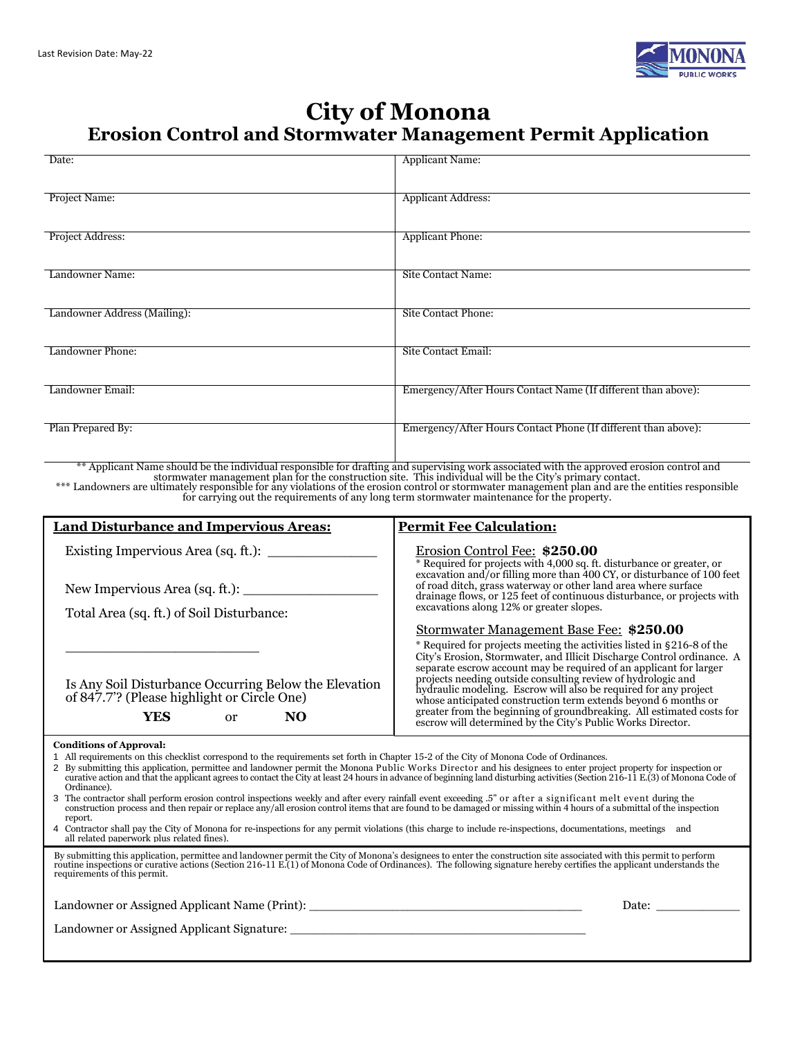Last Revision Date: May-22

# City of Monona

## Erosion Control and Stormwater Management Permit Application

| | |
|---|---|
| Date: | Applicant Name: |
| Project Name: | Applicant Address: |
| Project Address: | Applicant Phone: |
| Landowner Name: | Site Contact Name: |
| Landowner Address (Mailing): | Site Contact Phone: |
| Landowner Phone: | Site Contact Email: |
| Landowner Email: | Emergency/After Hours Contact Name (If different than above): |
| Plan Prepared By: | Emergency/After Hours Contact Phone (If different than above): |

** Applicant Name should be the individual responsible for drafting and supervising work associated with the approved erosion control and stormwater management plan for the construction site. This individual will be the City's primary contact.
*** Landowners are ultimately responsible for any violations of the erosion control or stormwater management plan and are the entities responsible for carrying out the requirements of any long term stormwater maintenance for the property.

### Land Disturbance and Impervious Areas:

Existing Impervious Area (sq. ft.): _____________

New Impervious Area (sq. ft.): ________________

Total Area (sq. ft.) of Soil Disturbance:

________________________

Is Any Soil Disturbance Occurring Below the Elevation of 847.7'? (Please highlight or Circle One)

**YES** or **NO**

### Permit Fee Calculation:

Erosion Control Fee: **$250.00**
* Required for projects with 4,000 sq. ft. disturbance or greater, or excavation and/or filling more than 400 CY, or disturbance of 100 feet of road ditch, grass waterway or other land area where surface drainage flows, or 125 feet of continuous disturbance, or projects with excavations along 12% or greater slopes.

Stormwater Management Base Fee: **$250.00**
* Required for projects meeting the activities listed in §216-8 of the City's Erosion, Stormwater, and Illicit Discharge Control ordinance. A separate escrow account may be required of an applicant for larger projects needing outside consulting review of hydrologic and hydraulic modeling. Escrow will also be required for any project whose anticipated construction term extends beyond 6 months or greater from the beginning of groundbreaking. All estimated costs for escrow will determined by the City's Public Works Director.

**Conditions of Approval:**

1. All requirements on this checklist correspond to the requirements set forth in Chapter 15-2 of the City of Monona Code of Ordinances.
2. By submitting this application, permittee and landowner permit the Monona Public Works Director and his designees to enter project property for inspection or curative action and that the applicant agrees to contact the City at least 24 hours in advance of beginning land disturbing activities (Section 216-11 E.(3) of Monona Code of Ordinance).
3. The contractor shall perform erosion control inspections weekly and after every rainfall event exceeding .5" or after a significant melt event during the construction process and then repair or replace any/all erosion control items that are found to be damaged or missing within 4 hours of a submittal of the inspection report.
4. Contractor shall pay the City of Monona for re-inspections for any permit violations (this charge to include re-inspections, documentations, meetings and all related paperwork plus related fines).

By submitting this application, permittee and landowner permit the City of Monona's designees to enter the construction site associated with this permit to perform routine inspections or curative actions (Section 216-11 E.(1) of Monona Code of Ordinances). The following signature hereby certifies the applicant understands the requirements of this permit.

Landowner or Assigned Applicant Name (Print): ___________________________________ Date: ___________

Landowner or Assigned Applicant Signature: _____________________________________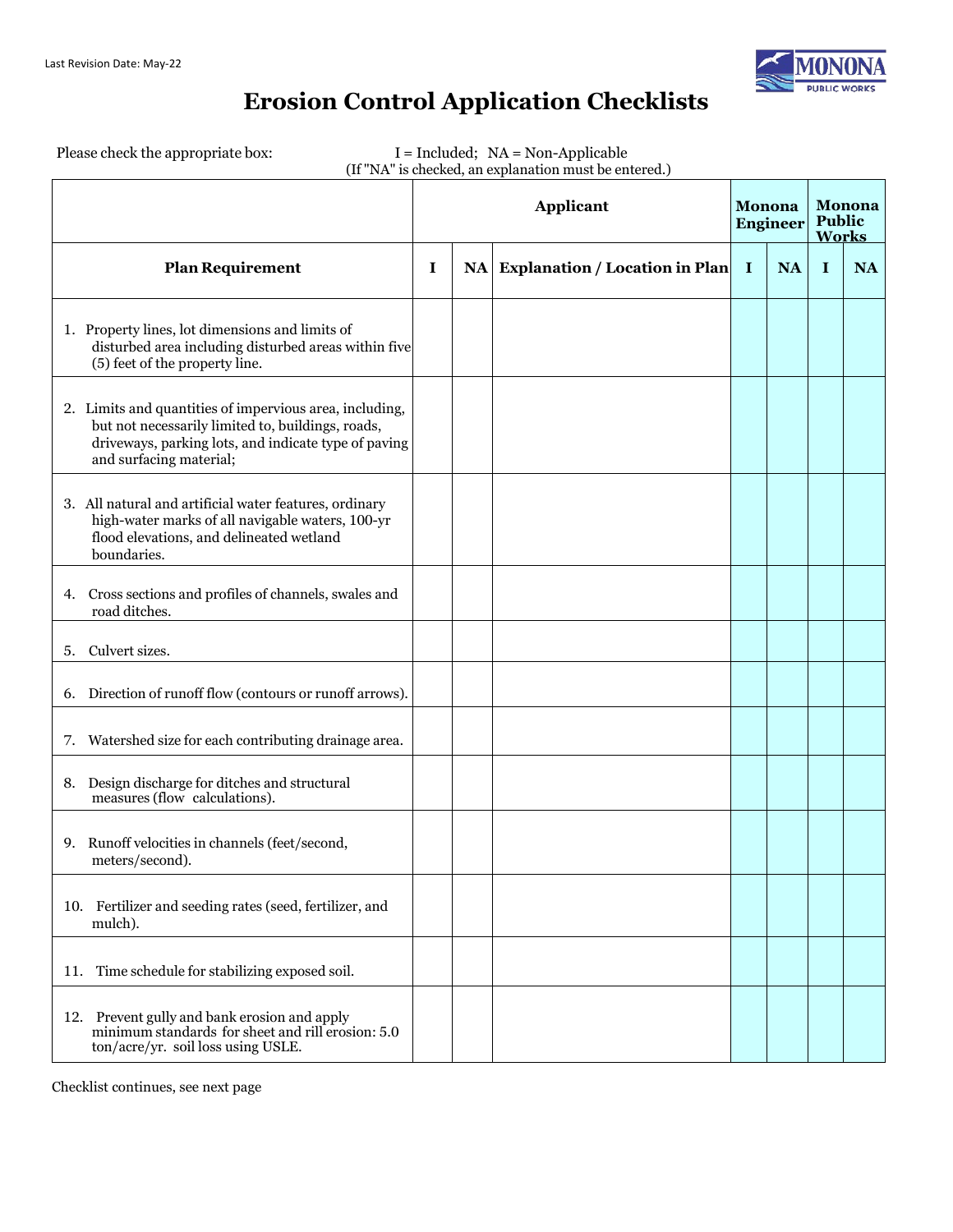Last Revision Date: May-22

# Erosion Control Application Checklists

Please check the appropriate box: I = Included; NA = Non-Applicable
(If "NA" is checked, an explanation must be entered.)

| | Applicant | | | Monona Engineer | | Monona Public Works | |
|---|---|---|---|---|---|---|---|
| **Plan Requirement** | **I** | **NA** | **Explanation / Location in Plan** | **I** | **NA** | **I** | **NA** |
| 1. Property lines, lot dimensions and limits of disturbed area including disturbed areas within five (5) feet of the property line. | | | | | | | |
| 2. Limits and quantities of impervious area, including, but not necessarily limited to, buildings, roads, driveways, parking lots, and indicate type of paving and surfacing material; | | | | | | | |
| 3. All natural and artificial water features, ordinary high-water marks of all navigable waters, 100-yr flood elevations, and delineated wetland boundaries. | | | | | | | |
| 4. Cross sections and profiles of channels, swales and road ditches. | | | | | | | |
| 5. Culvert sizes. | | | | | | | |
| 6. Direction of runoff flow (contours or runoff arrows). | | | | | | | |
| 7. Watershed size for each contributing drainage area. | | | | | | | |
| 8. Design discharge for ditches and structural measures (flow calculations). | | | | | | | |
| 9. Runoff velocities in channels (feet/second, meters/second). | | | | | | | |
| 10. Fertilizer and seeding rates (seed, fertilizer, and mulch). | | | | | | | |
| 11. Time schedule for stabilizing exposed soil. | | | | | | | |
| 12. Prevent gully and bank erosion and apply minimum standards for sheet and rill erosion: 5.0 ton/acre/yr. soil loss using USLE. | | | | | | | |

Checklist continues, see next page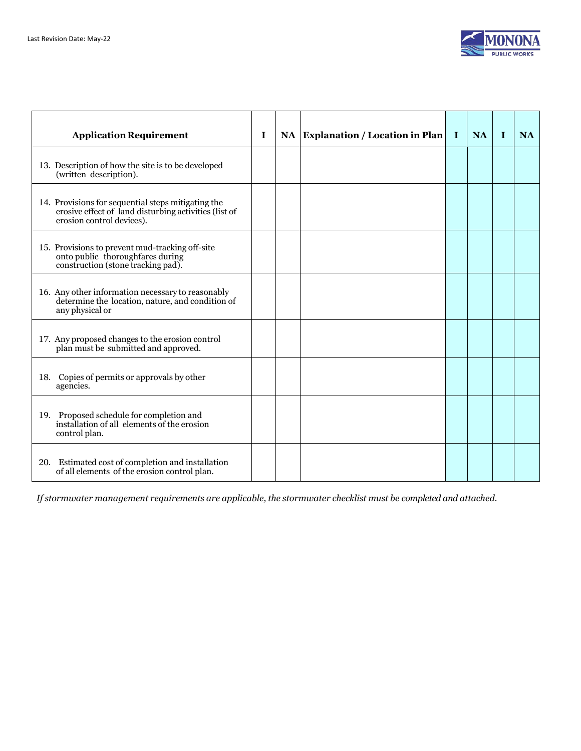| Application Requirement | I | NA | Explanation / Location in Plan | I | NA | I | NA |
|---|---|---|---|---|---|---|---|
| 13. Description of how the site is to be developed (written description). | | | | | | | |
| 14. Provisions for sequential steps mitigating the erosive effect of land disturbing activities (list of erosion control devices). | | | | | | | |
| 15. Provisions to prevent mud-tracking off-site onto public thoroughfares during construction (stone tracking pad). | | | | | | | |
| 16. Any other information necessary to reasonably determine the location, nature, and condition of any physical or | | | | | | | |
| 17. Any proposed changes to the erosion control plan must be submitted and approved. | | | | | | | |
| 18. Copies of permits or approvals by other agencies. | | | | | | | |
| 19. Proposed schedule for completion and installation of all elements of the erosion control plan. | | | | | | | |
| 20. Estimated cost of completion and installation of all elements of the erosion control plan. | | | | | | | |

*If stormwater management requirements are applicable, the stormwater checklist must be completed and attached.*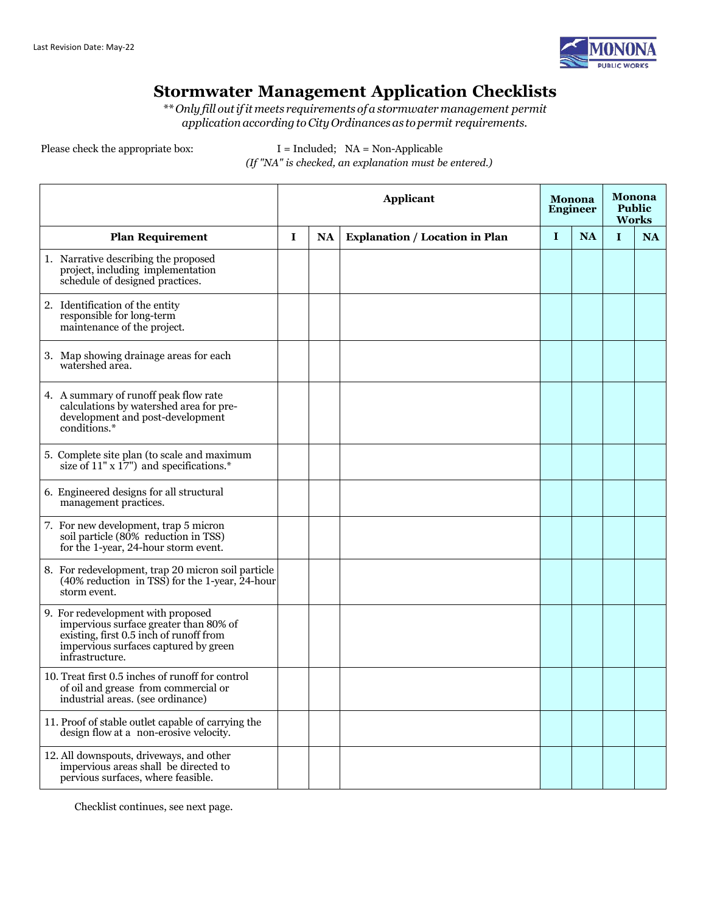Last Revision Date: May-22

# Stormwater Management Application Checklists

*\*\*Only fill out if it meets requirements of a stormwater management permit application according to City Ordinances as to permit requirements.*

Please check the appropriate box: I = Included; NA = Non-Applicable
*(If "NA" is checked, an explanation must be entered.)*

| | Applicant | | | Monona Engineer | | Monona Public Works | |
|---|---|---|---|---|---|---|---|
| **Plan Requirement** | **I** | **NA** | **Explanation / Location in Plan** | **I** | **NA** | **I** | **NA** |
| 1. Narrative describing the proposed project, including implementation schedule of designed practices. | | | | | | | |
| 2. Identification of the entity responsible for long-term maintenance of the project. | | | | | | | |
| 3. Map showing drainage areas for each watershed area. | | | | | | | |
| 4. A summary of runoff peak flow rate calculations by watershed area for pre-development and post-development conditions.* | | | | | | | |
| 5. Complete site plan (to scale and maximum size of 11" x 17") and specifications.* | | | | | | | |
| 6. Engineered designs for all structural management practices. | | | | | | | |
| 7. For new development, trap 5 micron soil particle (80% reduction in TSS) for the 1-year, 24-hour storm event. | | | | | | | |
| 8. For redevelopment, trap 20 micron soil particle (40% reduction in TSS) for the 1-year, 24-hour storm event. | | | | | | | |
| 9. For redevelopment with proposed impervious surface greater than 80% of existing, first 0.5 inch of runoff from impervious surfaces captured by green infrastructure. | | | | | | | |
| 10. Treat first 0.5 inches of runoff for control of oil and grease from commercial or industrial areas. (see ordinance) | | | | | | | |
| 11. Proof of stable outlet capable of carrying the design flow at a non-erosive velocity. | | | | | | | |
| 12. All downspouts, driveways, and other impervious areas shall be directed to pervious surfaces, where feasible. | | | | | | | |

Checklist continues, see next page.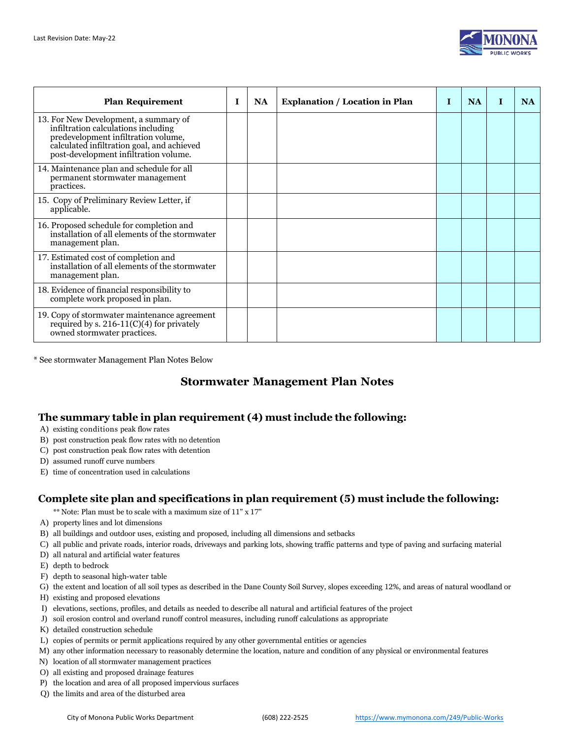| Plan Requirement | I | NA | Explanation / Location in Plan | I | NA | I | NA |
|---|---|---|---|---|---|---|---|
| 13. For New Development, a summary of infiltration calculations including predevelopment infiltration volume, calculated infiltration goal, and achieved post-development infiltration volume. | | | | | | | |
| 14. Maintenance plan and schedule for all permanent stormwater management practices. | | | | | | | |
| 15. Copy of Preliminary Review Letter, if applicable. | | | | | | | |
| 16. Proposed schedule for completion and installation of all elements of the stormwater management plan. | | | | | | | |
| 17. Estimated cost of completion and installation of all elements of the stormwater management plan. | | | | | | | |
| 18. Evidence of financial responsibility to complete work proposed in plan. | | | | | | | |
| 19. Copy of stormwater maintenance agreement required by s. 216-11(C)(4) for privately owned stormwater practices. | | | | | | | |

* See stormwater Management Plan Notes Below

## Stormwater Management Plan Notes

### The summary table in plan requirement (4) must include the following:

A) existing conditions peak flow rates
B) post construction peak flow rates with no detention
C) post construction peak flow rates with detention
D) assumed runoff curve numbers
E) time of concentration used in calculations

### Complete site plan and specifications in plan requirement (5) must include the following:

** Note: Plan must be to scale with a maximum size of 11" x 17"

A) property lines and lot dimensions
B) all buildings and outdoor uses, existing and proposed, including all dimensions and setbacks
C) all public and private roads, interior roads, driveways and parking lots, showing traffic patterns and type of paving and surfacing material
D) all natural and artificial water features
E) depth to bedrock
F) depth to seasonal high-water table
G) the extent and location of all soil types as described in the Dane County Soil Survey, slopes exceeding 12%, and areas of natural woodland or
H) existing and proposed elevations
I) elevations, sections, profiles, and details as needed to describe all natural and artificial features of the project
J) soil erosion control and overland runoff control measures, including runoff calculations as appropriate
K) detailed construction schedule
L) copies of permits or permit applications required by any other governmental entities or agencies
M) any other information necessary to reasonably determine the location, nature and condition of any physical or environmental features
N) location of all stormwater management practices
O) all existing and proposed drainage features
P) the location and area of all proposed impervious surfaces
Q) the limits and area of the disturbed area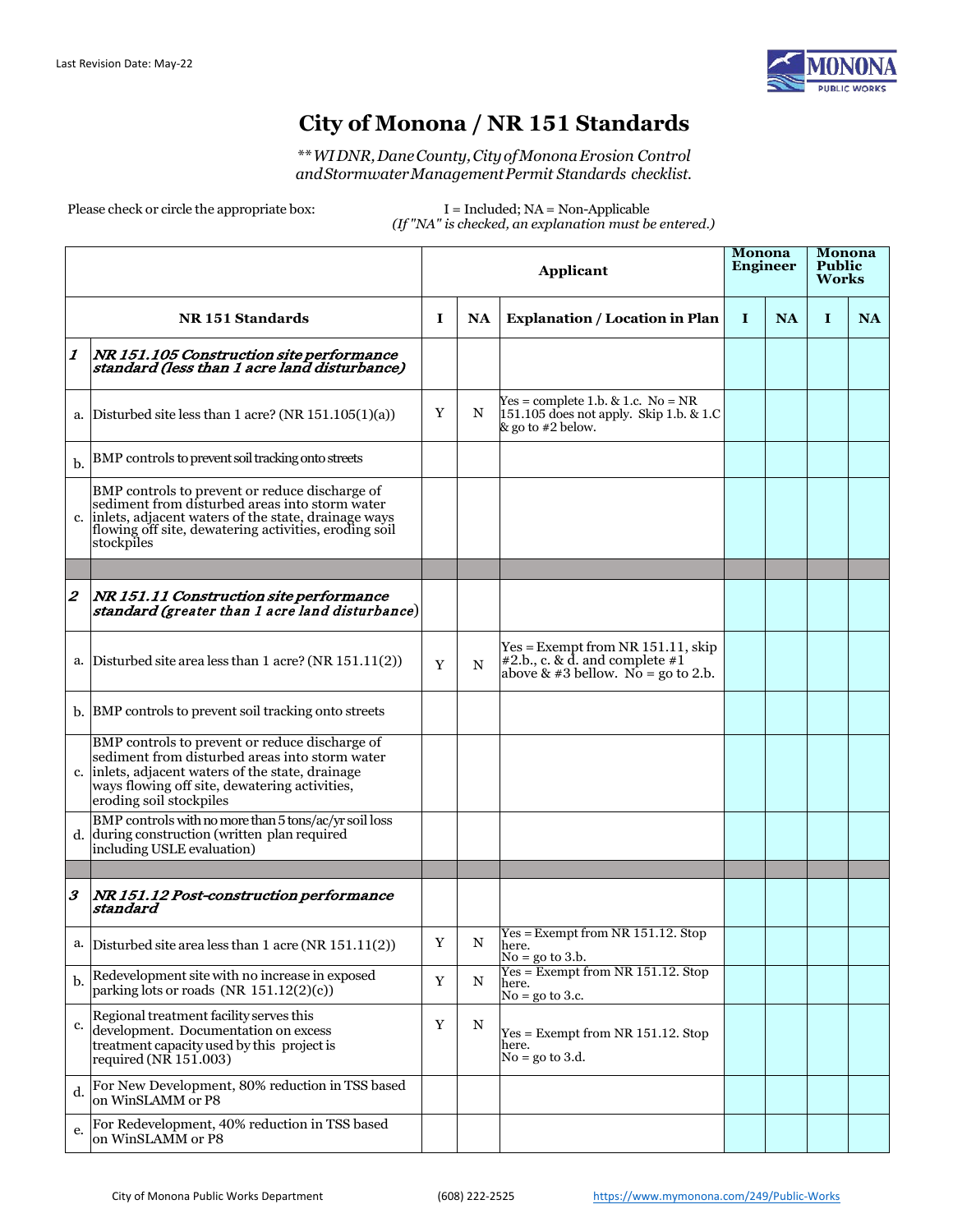Last Revision Date: May-22

# City of Monona / NR 151 Standards

*** WI DNR, Dane County, City of Monona Erosion Control and Stormwater Management Permit Standards checklist.*

Please check or circle the appropriate box: I = Included; NA = Non-Applicable *(If "NA" is checked, an explanation must be entered.)*

| | | Applicant | | | Monona Engineer | | Monona Public Works | |
|---|---|---|---|---|---|---|---|---|
| | **NR 151 Standards** | **I** | **NA** | **Explanation / Location in Plan** | **I** | **NA** | **I** | **NA** |
| ***1*** | ***NR 151.105 Construction site performance standard (less than 1 acre land disturbance)*** | | | | | | | |
| a. | Disturbed site less than 1 acre? (NR 151.105(1)(a)) | Y | N | Yes = complete 1.b. & 1.c. No = NR 151.105 does not apply. Skip 1.b. & 1.C & go to #2 below. | | | | |
| b. | BMP controls to prevent soil tracking onto streets | | | | | | | |
| c. | BMP controls to prevent or reduce discharge of sediment from disturbed areas into storm water inlets, adjacent waters of the state, drainage ways flowing off site, dewatering activities, eroding soil stockpiles | | | | | | | |
| | | | | | | | | |
| ***2*** | ***NR 151.11 Construction site performance standard (greater than 1 acre land disturbance)*** | | | | | | | |
| a. | Disturbed site area less than 1 acre? (NR 151.11(2)) | Y | N | Yes = Exempt from NR 151.11, skip #2.b., c. & d. and complete #1 above & #3 bellow. No = go to 2.b. | | | | |
| b. | BMP controls to prevent soil tracking onto streets | | | | | | | |
| c. | BMP controls to prevent or reduce discharge of sediment from disturbed areas into storm water inlets, adjacent waters of the state, drainage ways flowing off site, dewatering activities, eroding soil stockpiles | | | | | | | |
| d. | BMP controls with no more than 5 tons/ac/yr soil loss during construction (written plan required including USLE evaluation) | | | | | | | |
| | | | | | | | | |
| ***3*** | ***NR 151.12 Post-construction performance standard*** | | | | | | | |
| a. | Disturbed site area less than 1 acre (NR 151.11(2)) | Y | N | Yes = Exempt from NR 151.12. Stop here. No = go to 3.b. | | | | |
| b. | Redevelopment site with no increase in exposed parking lots or roads (NR 151.12(2)(c)) | Y | N | Yes = Exempt from NR 151.12. Stop here. No = go to 3.c. | | | | |
| c. | Regional treatment facility serves this development. Documentation on excess treatment capacity used by this project is required (NR 151.003) | Y | N | Yes = Exempt from NR 151.12. Stop here. No = go to 3.d. | | | | |
| d. | For New Development, 80% reduction in TSS based on WinSLAMM or P8 | | | | | | | |
| e. | For Redevelopment, 40% reduction in TSS based on WinSLAMM or P8 | | | | | | | |

City of Monona Public Works Department (608) 222-2525 https://www.mymonona.com/249/Public-Works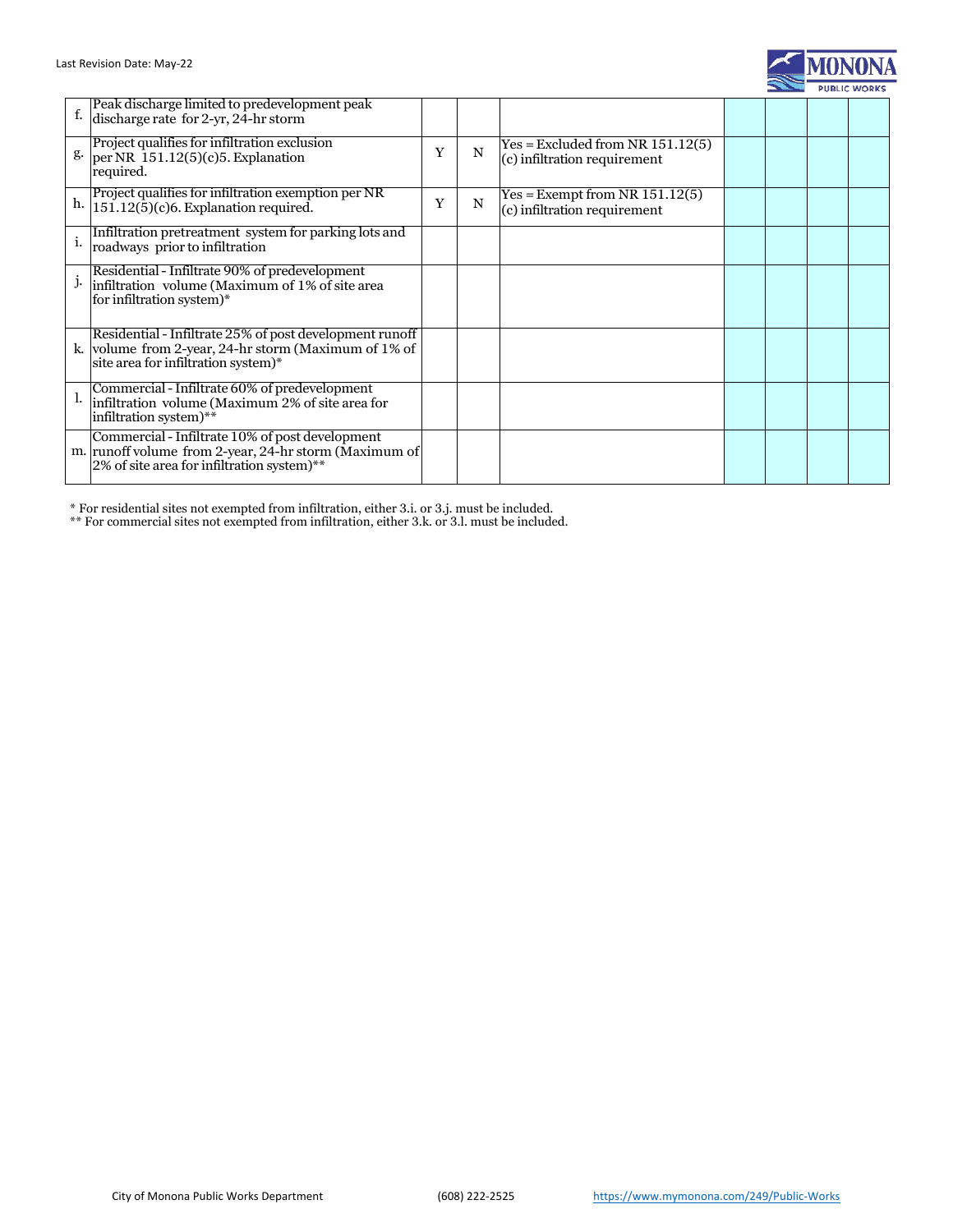| | | | | | | | | |
|---|---|---|---|---|---|---|---|---|
| f. | Peak discharge limited to predevelopment peak discharge rate for 2-yr, 24-hr storm | | | | | | | |
| g. | Project qualifies for infiltration exclusion per NR 151.12(5)(c)5. Explanation required. | Y | N | Yes = Excluded from NR 151.12(5)(c) infiltration requirement | | | | |
| h. | Project qualifies for infiltration exemption per NR 151.12(5)(c)6. Explanation required. | Y | N | Yes = Exempt from NR 151.12(5)(c) infiltration requirement | | | | |
| i. | Infiltration pretreatment system for parking lots and roadways prior to infiltration | | | | | | | |
| j. | Residential - Infiltrate 90% of predevelopment infiltration volume (Maximum of 1% of site area for infiltration system)* | | | | | | | |
| k. | Residential - Infiltrate 25% of post development runoff volume from 2-year, 24-hr storm (Maximum of 1% of site area for infiltration system)* | | | | | | | |
| l. | Commercial - Infiltrate 60% of predevelopment infiltration volume (Maximum 2% of site area for infiltration system)** | | | | | | | |
| m. | Commercial - Infiltrate 10% of post development runoff volume from 2-year, 24-hr storm (Maximum of 2% of site area for infiltration system)** | | | | | | | |

* For residential sites not exempted from infiltration, either 3.i. or 3.j. must be included.
** For commercial sites not exempted from infiltration, either 3.k. or 3.l. must be included.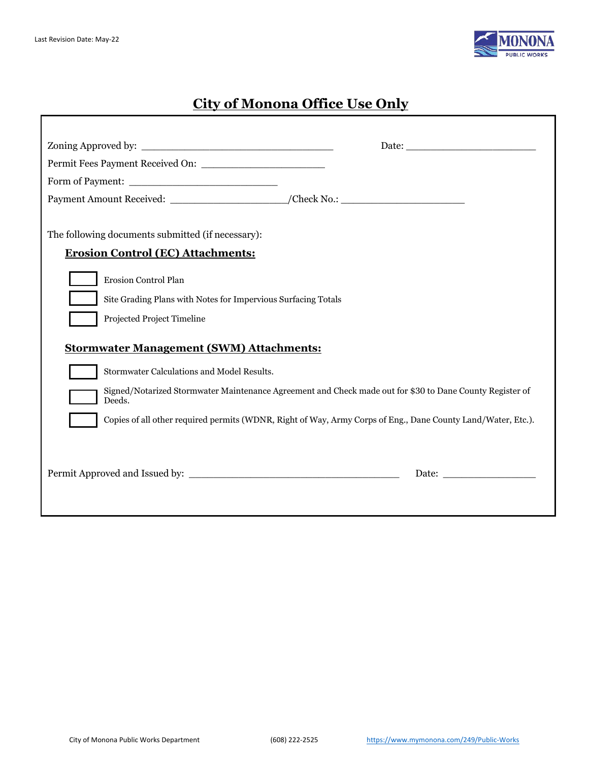Last Revision Date: May-22

# City of Monona Office Use Only

Zoning Approved by: ________________________________ Date: ______________________

Permit Fees Payment Received On: ____________________

Form of Payment: ________________________

Payment Amount Received: ___________________/Check No.: ____________________

The following documents submitted (if necessary):

## Erosion Control (EC) Attachments:

- [ ] Erosion Control Plan
- [ ] Site Grading Plans with Notes for Impervious Surfacing Totals
- [ ] Projected Project Timeline

## Stormwater Management (SWM) Attachments:

- [ ] Stormwater Calculations and Model Results.
- [ ] Signed/Notarized Stormwater Maintenance Agreement and Check made out for $30 to Dane County Register of Deeds.
- [ ] Copies of all other required permits (WDNR, Right of Way, Army Corps of Eng., Dane County Land/Water, Etc.).

Permit Approved and Issued by: ___________________________________ Date: _______________

City of Monona Public Works Department (608) 222-2525 https://www.mymonona.com/249/Public-Works